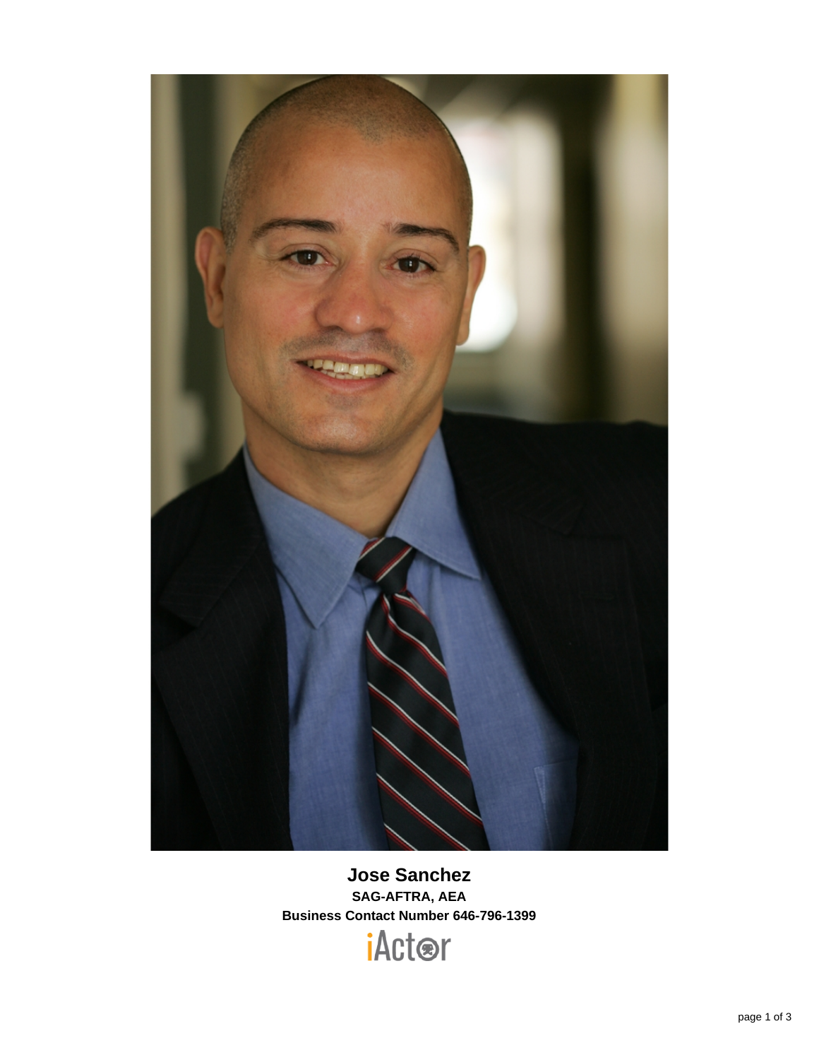**Jose Sanchez**

**SAG-AFTRA, AEA**

**Business Contact Number 646-796-1399**

iActor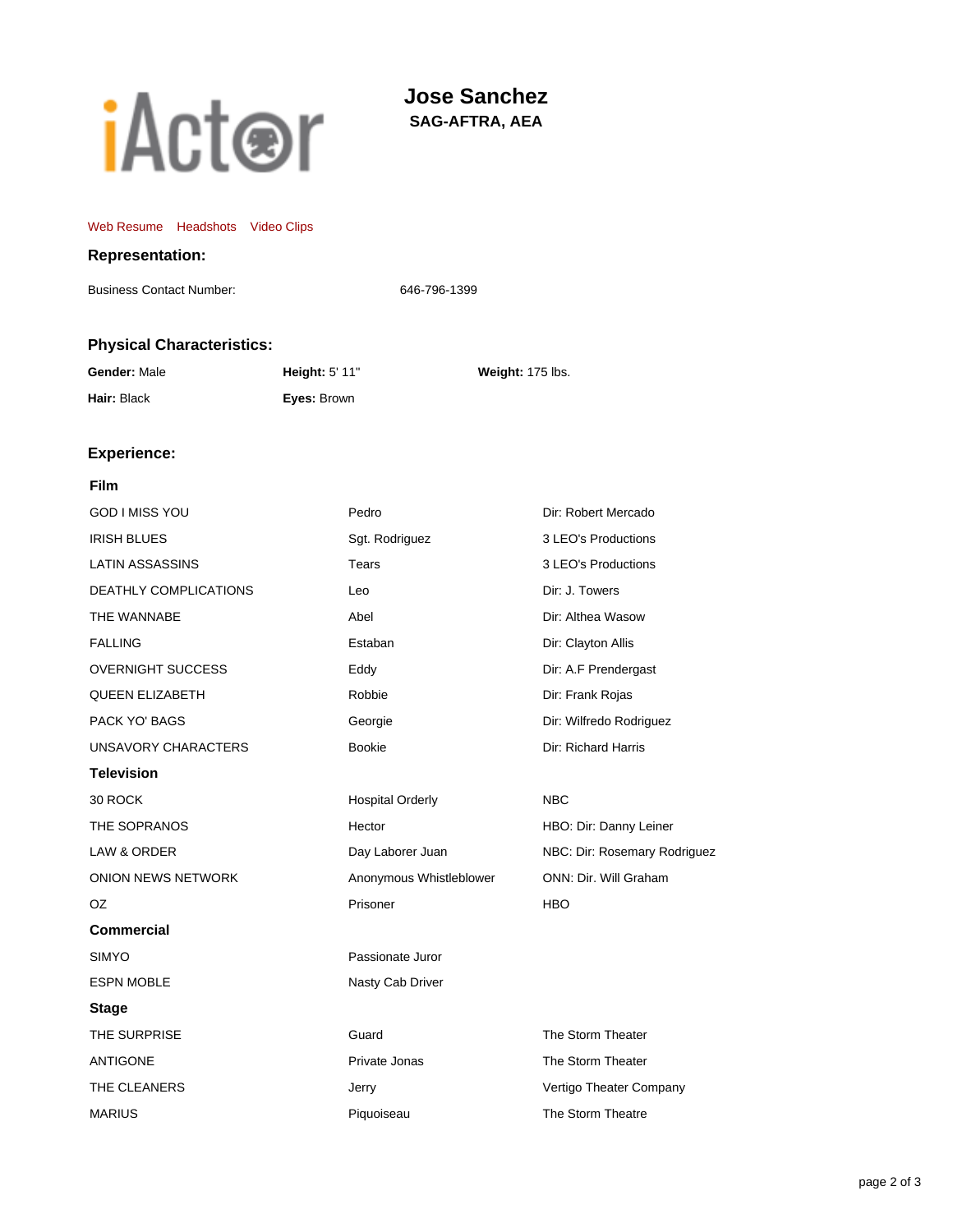iActor

# Jose Sanchez

**SAG-AFTRA, AEA**

Web Resume Headshots Video Clips

## Representation:

| Business Contact Number: | 646-796-1399 |
|---|---|

## Physical Characteristics:

| | | |
|---|---|---|
| **Gender:** Male | **Height:** 5' 11" | **Weight:** 175 lbs. |
| **Hair:** Black | **Eyes:** Brown | |

## Experience:

### Film

| | | |
|---|---|---|
| GOD I MISS YOU | Pedro | Dir: Robert Mercado |
| IRISH BLUES | Sgt. Rodriguez | 3 LEO's Productions |
| LATIN ASSASSINS | Tears | 3 LEO's Productions |
| DEATHLY COMPLICATIONS | Leo | Dir: J. Towers |
| THE WANNABE | Abel | Dir: Althea Wasow |
| FALLING | Estaban | Dir: Clayton Allis |
| OVERNIGHT SUCCESS | Eddy | Dir: A.F Prendergast |
| QUEEN ELIZABETH | Robbie | Dir: Frank Rojas |
| PACK YO' BAGS | Georgie | Dir: Wilfredo Rodriguez |
| UNSAVORY CHARACTERS | Bookie | Dir: Richard Harris |

### Television

| | | |
|---|---|---|
| 30 ROCK | Hospital Orderly | NBC |
| THE SOPRANOS | Hector | HBO: Dir: Danny Leiner |
| LAW & ORDER | Day Laborer Juan | NBC: Dir: Rosemary Rodriguez |
| ONION NEWS NETWORK | Anonymous Whistleblower | ONN: Dir. Will Graham |
| OZ | Prisoner | HBO |

### Commercial

| | |
|---|---|
| SIMYO | Passionate Juror |
| ESPN MOBLE | Nasty Cab Driver |

### Stage

| | | |
|---|---|---|
| THE SURPRISE | Guard | The Storm Theater |
| ANTIGONE | Private Jonas | The Storm Theater |
| THE CLEANERS | Jerry | Vertigo Theater Company |
| MARIUS | Piquoiseau | The Storm Theatre |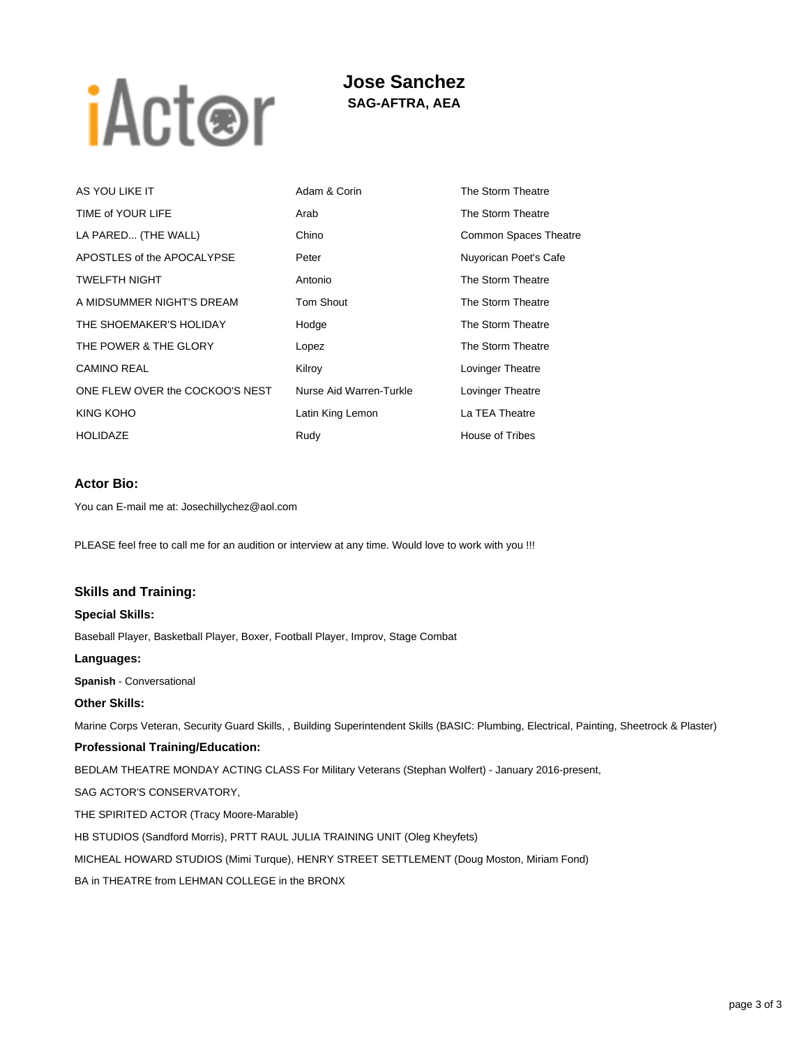iActor

# Jose Sanchez

**SAG-AFTRA, AEA**

| | | |
|---|---|---|
| AS YOU LIKE IT | Adam & Corin | The Storm Theatre |
| TIME of YOUR LIFE | Arab | The Storm Theatre |
| LA PARED... (THE WALL) | Chino | Common Spaces Theatre |
| APOSTLES of the APOCALYPSE | Peter | Nuyorican Poet's Cafe |
| TWELFTH NIGHT | Antonio | The Storm Theatre |
| A MIDSUMMER NIGHT'S DREAM | Tom Shout | The Storm Theatre |
| THE SHOEMAKER'S HOLIDAY | Hodge | The Storm Theatre |
| THE POWER & THE GLORY | Lopez | The Storm Theatre |
| CAMINO REAL | Kilroy | Lovinger Theatre |
| ONE FLEW OVER the COCKOO'S NEST | Nurse Aid Warren-Turkle | Lovinger Theatre |
| KING KOHO | Latin King Lemon | La TEA Theatre |
| HOLIDAZE | Rudy | House of Tribes |

## Actor Bio:

You can E-mail me at: Josechillychez@aol.com

PLEASE feel free to call me for an audition or interview at any time. Would love to work with you !!!

## Skills and Training:

### Special Skills:

Baseball Player, Basketball Player, Boxer, Football Player, Improv, Stage Combat

### Languages:

**Spanish** - Conversational

### Other Skills:

Marine Corps Veteran, Security Guard Skills, , Building Superintendent Skills (BASIC: Plumbing, Electrical, Painting, Sheetrock & Plaster)

### Professional Training/Education:

BEDLAM THEATRE MONDAY ACTING CLASS For Military Veterans (Stephan Wolfert) - January 2016-present,

SAG ACTOR'S CONSERVATORY,

THE SPIRITED ACTOR (Tracy Moore-Marable)

HB STUDIOS (Sandford Morris), PRTT RAUL JULIA TRAINING UNIT (Oleg Kheyfets)

MICHEAL HOWARD STUDIOS (Mimi Turque), HENRY STREET SETTLEMENT (Doug Moston, Miriam Fond)

BA in THEATRE from LEHMAN COLLEGE in the BRONX